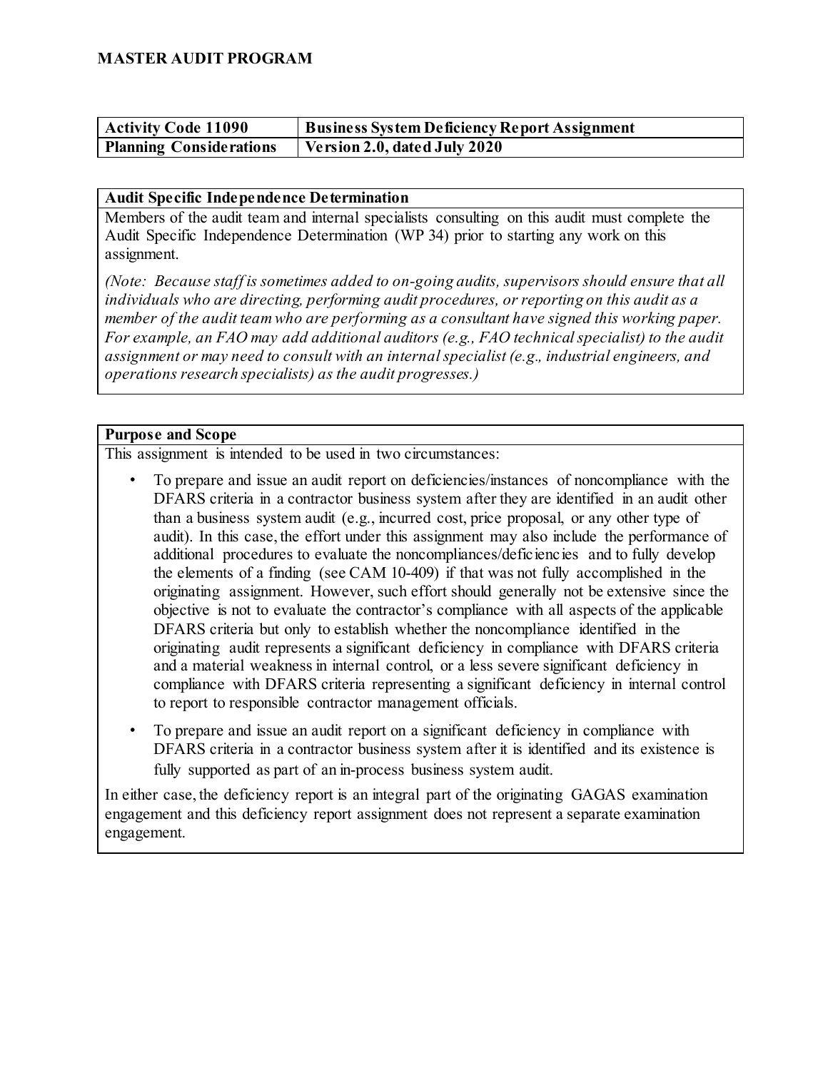# MASTER AUDIT PROGRAM

| Activity Code 11090 | Business System Deficiency Report Assignment |
|---|---|
| **Planning Considerations** | **Version 2.0, dated July 2020** |

**Audit Specific Independence Determination**

Members of the audit team and internal specialists consulting on this audit must complete the Audit Specific Independence Determination (WP 34) prior to starting any work on this assignment.

*(Note: Because staff is sometimes added to on-going audits, supervisors should ensure that all individuals who are directing, performing audit procedures, or reporting on this audit as a member of the audit team who are performing as a consultant have signed this working paper. For example, an FAO may add additional auditors (e.g., FAO technical specialist) to the audit assignment or may need to consult with an internal specialist (e.g., industrial engineers, and operations research specialists) as the audit progresses.)*

**Purpose and Scope**

This assignment is intended to be used in two circumstances:

- To prepare and issue an audit report on deficiencies/instances of noncompliance with the DFARS criteria in a contractor business system after they are identified in an audit other than a business system audit (e.g., incurred cost, price proposal, or any other type of audit). In this case, the effort under this assignment may also include the performance of additional procedures to evaluate the noncompliances/deficiencies and to fully develop the elements of a finding (see CAM 10-409) if that was not fully accomplished in the originating assignment. However, such effort should generally not be extensive since the objective is not to evaluate the contractor's compliance with all aspects of the applicable DFARS criteria but only to establish whether the noncompliance identified in the originating audit represents a significant deficiency in compliance with DFARS criteria and a material weakness in internal control, or a less severe significant deficiency in compliance with DFARS criteria representing a significant deficiency in internal control to report to responsible contractor management officials.
- To prepare and issue an audit report on a significant deficiency in compliance with DFARS criteria in a contractor business system after it is identified and its existence is fully supported as part of an in-process business system audit.

In either case, the deficiency report is an integral part of the originating GAGAS examination engagement and this deficiency report assignment does not represent a separate examination engagement.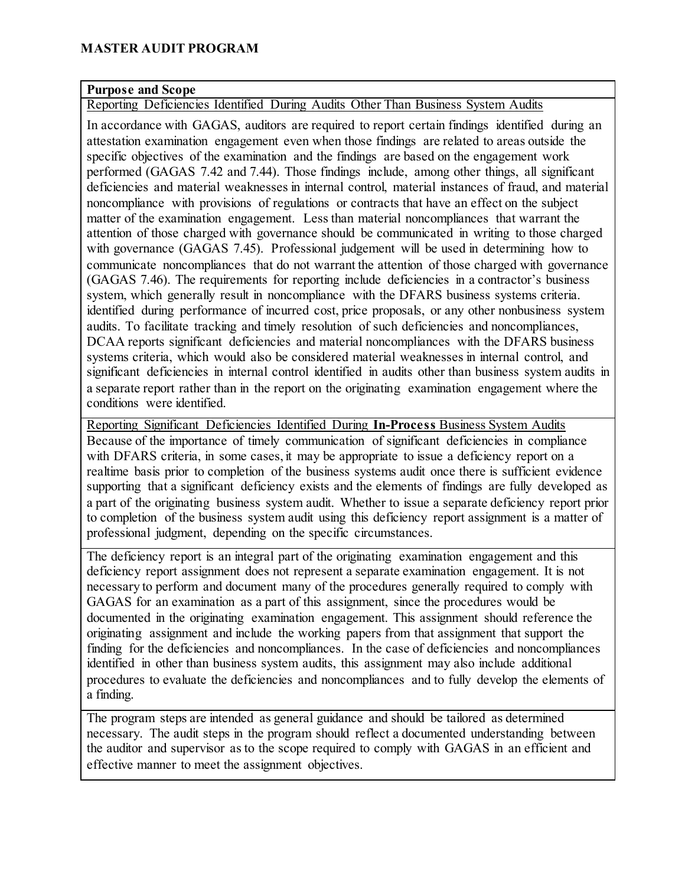## MASTER AUDIT PROGRAM

**Purpose and Scope**

Reporting Deficiencies Identified During Audits Other Than Business System Audits

In accordance with GAGAS, auditors are required to report certain findings identified during an attestation examination engagement even when those findings are related to areas outside the specific objectives of the examination and the findings are based on the engagement work performed (GAGAS 7.42 and 7.44). Those findings include, among other things, all significant deficiencies and material weaknesses in internal control, material instances of fraud, and material noncompliance with provisions of regulations or contracts that have an effect on the subject matter of the examination engagement. Less than material noncompliances that warrant the attention of those charged with governance should be communicated in writing to those charged with governance (GAGAS 7.45). Professional judgement will be used in determining how to communicate noncompliances that do not warrant the attention of those charged with governance (GAGAS 7.46). The requirements for reporting include deficiencies in a contractor's business system, which generally result in noncompliance with the DFARS business systems criteria. identified during performance of incurred cost, price proposals, or any other nonbusiness system audits. To facilitate tracking and timely resolution of such deficiencies and noncompliances, DCAA reports significant deficiencies and material noncompliances with the DFARS business systems criteria, which would also be considered material weaknesses in internal control, and significant deficiencies in internal control identified in audits other than business system audits in a separate report rather than in the report on the originating examination engagement where the conditions were identified.

Reporting Significant Deficiencies Identified During **In-Process** Business System Audits

Because of the importance of timely communication of significant deficiencies in compliance with DFARS criteria, in some cases, it may be appropriate to issue a deficiency report on a realtime basis prior to completion of the business systems audit once there is sufficient evidence supporting that a significant deficiency exists and the elements of findings are fully developed as a part of the originating business system audit. Whether to issue a separate deficiency report prior to completion of the business system audit using this deficiency report assignment is a matter of professional judgment, depending on the specific circumstances.

The deficiency report is an integral part of the originating examination engagement and this deficiency report assignment does not represent a separate examination engagement. It is not necessary to perform and document many of the procedures generally required to comply with GAGAS for an examination as a part of this assignment, since the procedures would be documented in the originating examination engagement. This assignment should reference the originating assignment and include the working papers from that assignment that support the finding for the deficiencies and noncompliances. In the case of deficiencies and noncompliances identified in other than business system audits, this assignment may also include additional procedures to evaluate the deficiencies and noncompliances and to fully develop the elements of a finding.

The program steps are intended as general guidance and should be tailored as determined necessary. The audit steps in the program should reflect a documented understanding between the auditor and supervisor as to the scope required to comply with GAGAS in an efficient and effective manner to meet the assignment objectives.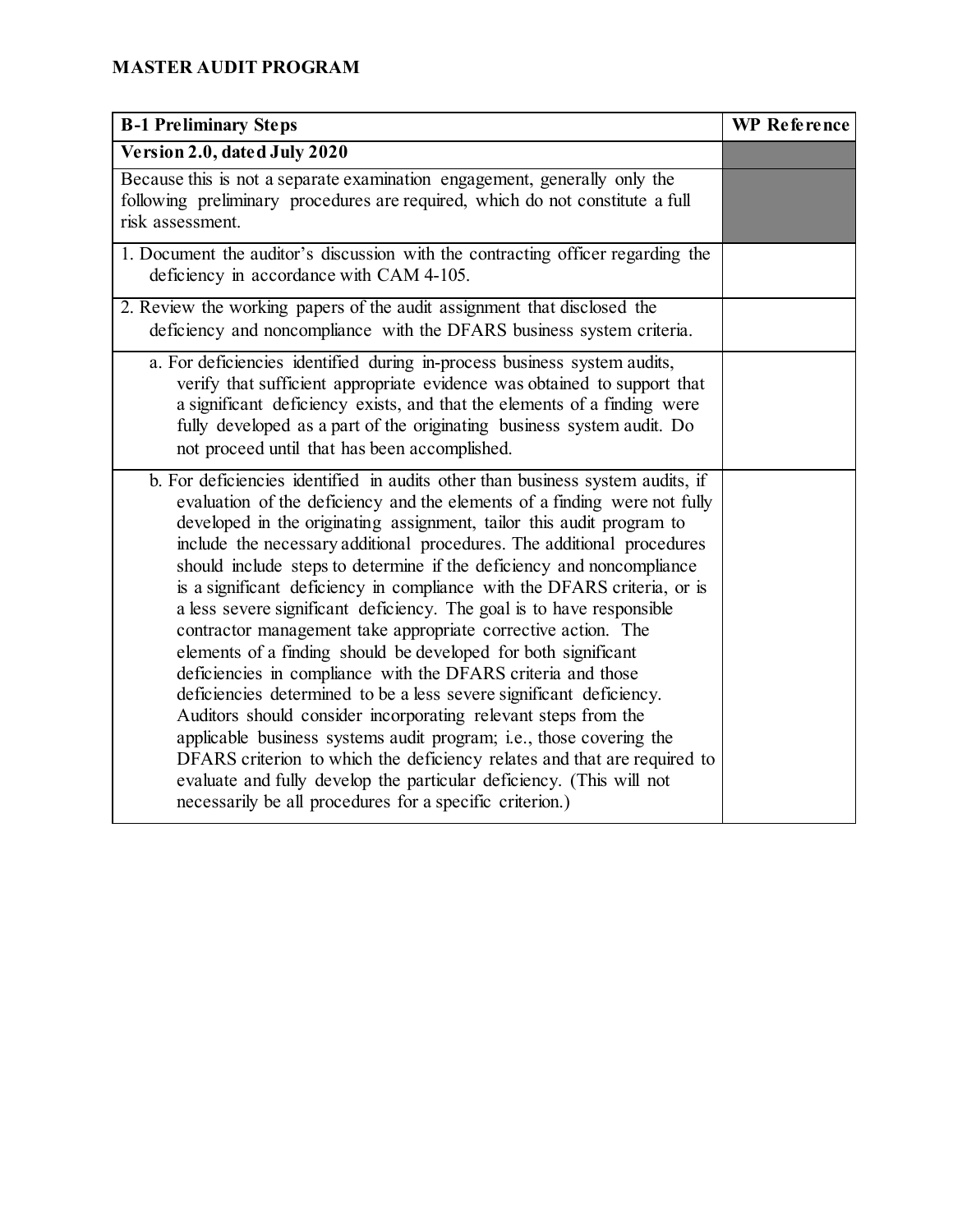**MASTER AUDIT PROGRAM**

| B-1 Preliminary Steps | WP Reference |
|---|---|
| **Version 2.0, dated July 2020** | |
| Because this is not a separate examination engagement, generally only the following preliminary procedures are required, which do not constitute a full risk assessment. | |
| 1. Document the auditor's discussion with the contracting officer regarding the deficiency in accordance with CAM 4-105. | |
| 2. Review the working papers of the audit assignment that disclosed the deficiency and noncompliance with the DFARS business system criteria. | |
| a. For deficiencies identified during in-process business system audits, verify that sufficient appropriate evidence was obtained to support that a significant deficiency exists, and that the elements of a finding were fully developed as a part of the originating business system audit. Do not proceed until that has been accomplished. | |
| b. For deficiencies identified in audits other than business system audits, if evaluation of the deficiency and the elements of a finding were not fully developed in the originating assignment, tailor this audit program to include the necessary additional procedures. The additional procedures should include steps to determine if the deficiency and noncompliance is a significant deficiency in compliance with the DFARS criteria, or is a less severe significant deficiency. The goal is to have responsible contractor management take appropriate corrective action. The elements of a finding should be developed for both significant deficiencies in compliance with the DFARS criteria and those deficiencies determined to be a less severe significant deficiency. Auditors should consider incorporating relevant steps from the applicable business systems audit program; i.e., those covering the DFARS criterion to which the deficiency relates and that are required to evaluate and fully develop the particular deficiency. (This will not necessarily be all procedures for a specific criterion.) | |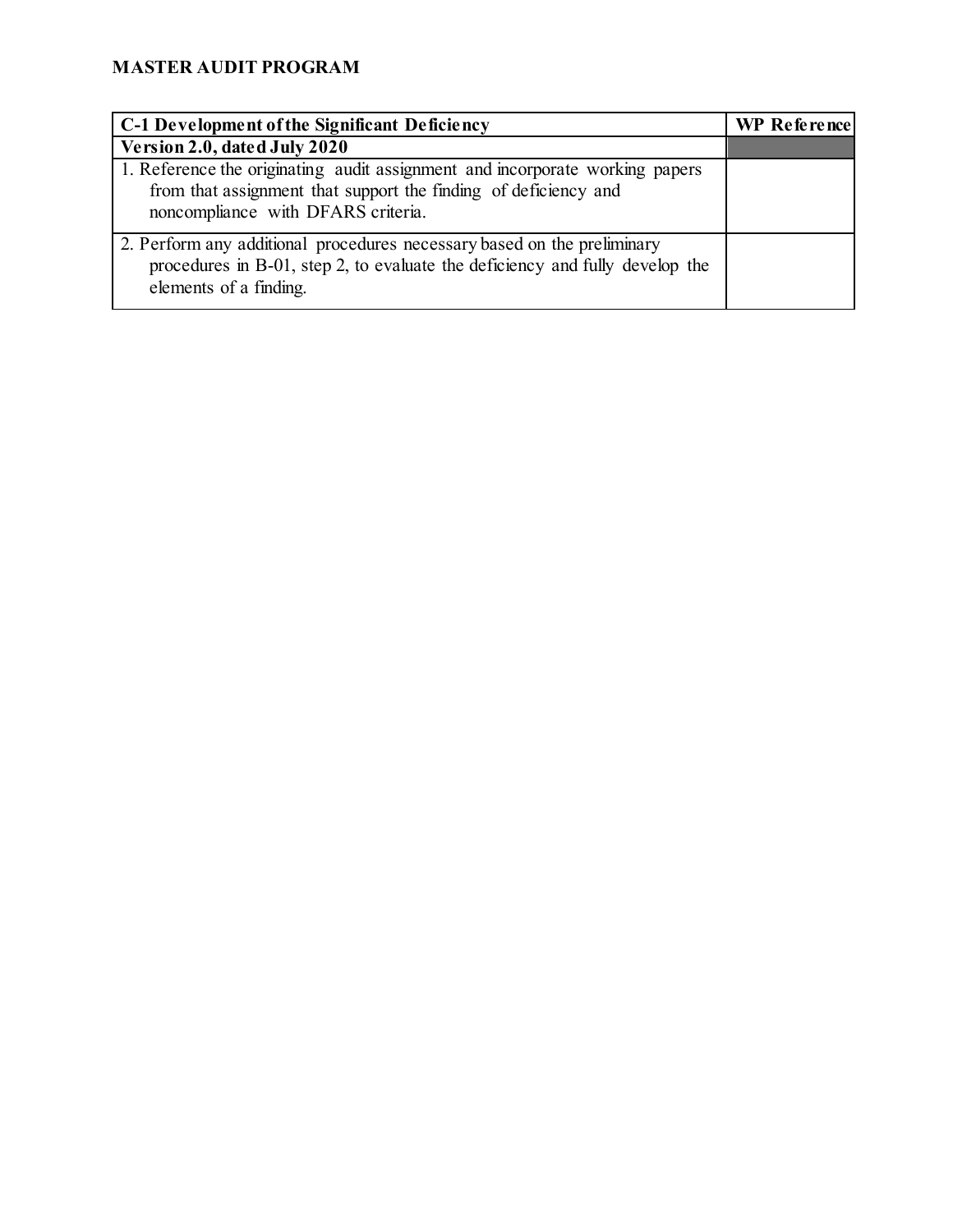**MASTER AUDIT PROGRAM**

| C-1 Development of the Significant Deficiency | WP Reference |
|---|---|
| **Version 2.0, dated July 2020** | |
| 1. Reference the originating audit assignment and incorporate working papers from that assignment that support the finding of deficiency and noncompliance with DFARS criteria. | |
| 2. Perform any additional procedures necessary based on the preliminary procedures in B-01, step 2, to evaluate the deficiency and fully develop the elements of a finding. | |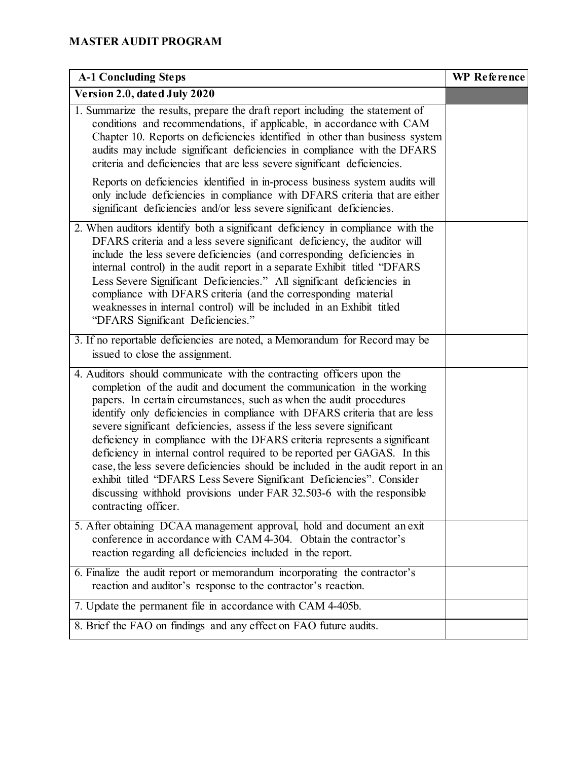**MASTER AUDIT PROGRAM**

| A-1 Concluding Steps | WP Reference |
|---|---|
| **Version 2.0, dated July 2020** | |
| 1. Summarize the results, prepare the draft report including the statement of conditions and recommendations, if applicable, in accordance with CAM Chapter 10. Reports on deficiencies identified in other than business system audits may include significant deficiencies in compliance with the DFARS criteria and deficiencies that are less severe significant deficiencies.<br><br>Reports on deficiencies identified in in-process business system audits will only include deficiencies in compliance with DFARS criteria that are either significant deficiencies and/or less severe significant deficiencies. | |
| 2. When auditors identify both a significant deficiency in compliance with the DFARS criteria and a less severe significant deficiency, the auditor will include the less severe deficiencies (and corresponding deficiencies in internal control) in the audit report in a separate Exhibit titled "DFARS Less Severe Significant Deficiencies." All significant deficiencies in compliance with DFARS criteria (and the corresponding material weaknesses in internal control) will be included in an Exhibit titled "DFARS Significant Deficiencies." | |
| 3. If no reportable deficiencies are noted, a Memorandum for Record may be issued to close the assignment. | |
| 4. Auditors should communicate with the contracting officers upon the completion of the audit and document the communication in the working papers. In certain circumstances, such as when the audit procedures identify only deficiencies in compliance with DFARS criteria that are less severe significant deficiencies, assess if the less severe significant deficiency in compliance with the DFARS criteria represents a significant deficiency in internal control required to be reported per GAGAS. In this case, the less severe deficiencies should be included in the audit report in an exhibit titled "DFARS Less Severe Significant Deficiencies". Consider discussing withhold provisions under FAR 32.503-6 with the responsible contracting officer. | |
| 5. After obtaining DCAA management approval, hold and document an exit conference in accordance with CAM 4-304. Obtain the contractor's reaction regarding all deficiencies included in the report. | |
| 6. Finalize the audit report or memorandum incorporating the contractor's reaction and auditor's response to the contractor's reaction. | |
| 7. Update the permanent file in accordance with CAM 4-405b. | |
| 8. Brief the FAO on findings and any effect on FAO future audits. | |